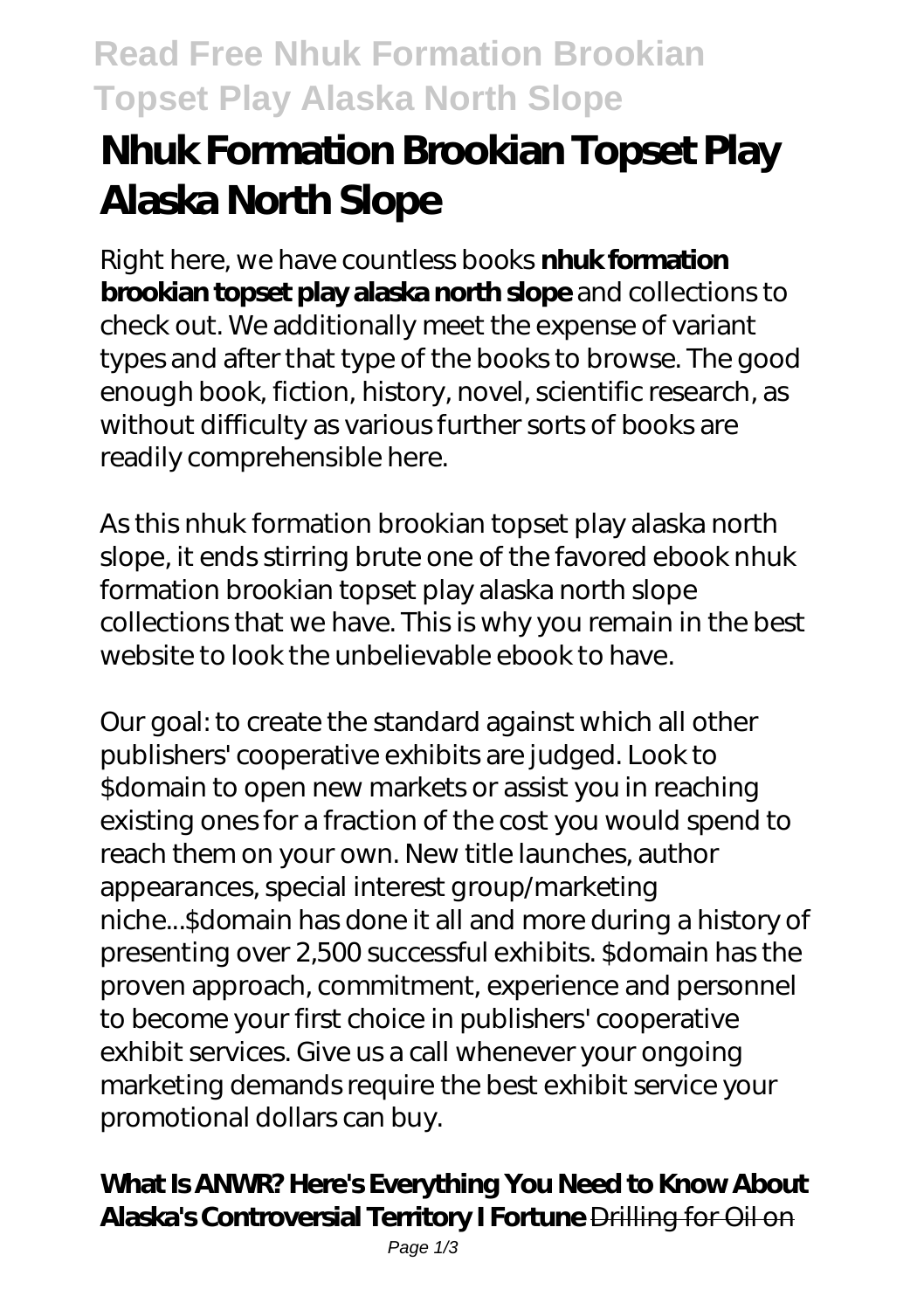# Nhuk Formation Brookian Topset Play Alaska North Slope

Right here, we have countless books **nhuk formation brookian topset play alaska north slope** and collections to check out. We additionally meet the expense of variant types and after that type of the books to browse. The good enough book, fiction, history, novel, scientific research, as without difficulty as various further sorts of books are readily comprehensible here.

As this nhuk formation brookian topset play alaska north slope, it ends stirring brute one of the favored ebook nhuk formation brookian topset play alaska north slope collections that we have. This is why you remain in the best website to look the unbelievable ebook to have.

Our goal: to create the standard against which all other publishers' cooperative exhibits are judged. Look to $domain to open new markets or assist you in reaching existing ones for a fraction of the cost you would spend to reach them on your own. New title launches, author appearances, special interest group/marketing niche...$domain has done it all and more during a history of presenting over 2,500 successful exhibits. $domain has the proven approach, commitment, experience and personnel to become your first choice in publishers' cooperative exhibit services. Give us a call whenever your ongoing marketing demands require the best exhibit service your promotional dollars can buy.

**What Is ANWR? Here's Everything You Need to Know About Alaska's Controversial Territory I Fortune** Drilling for Oil on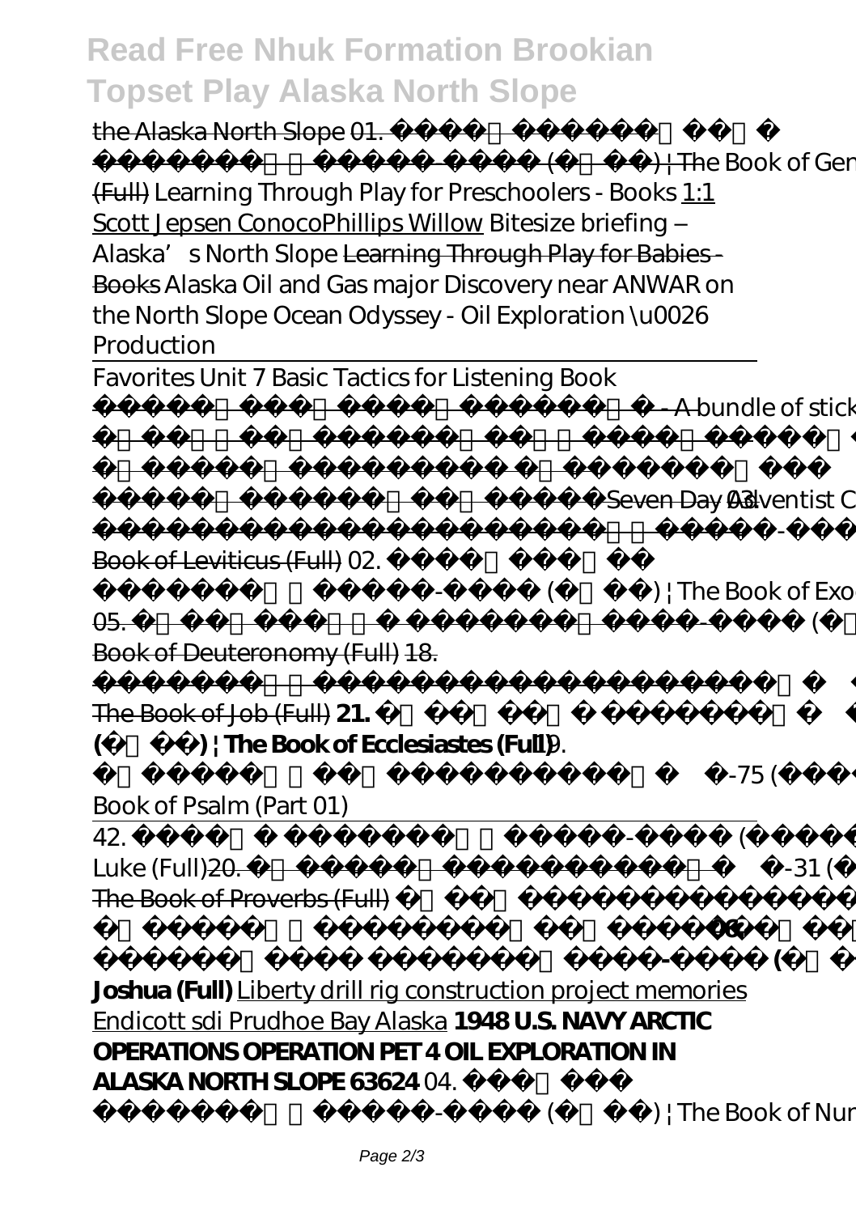the Alaska North Slope 01. ) | The Book of Genesis (Full) *Learning Through Play for Preschoolers - Books* 1:1 Scott Jepsen ConocoPhillips Willow *Bitesize briefing – Alaska's North Slope* Learning Through Play for Babies - Books *Alaska Oil and Gas major Discovery near ANWAR on the North Slope* *Ocean Odyssey - Oil Exploration \u0026 Production*

Favorites Unit 7 Basic Tactics for Listening Book

- A bundle of sticks

*Seven Day Adventist C* *03.* - Book of Leviticus (Full) *02.* - ( ) | The Book of Exodus 05. - ( The Book of Deuteronomy (Full) 18. The Book of Job (Full) **21.** **( ) | The Book of Ecclesiastes (Full)** *19.* -75 ( *Book of Psalm (Part 01)*

42. - ( Luke (Full) 20. -31 ( The Book of Proverbs (Full) **06.** **- ( Joshua (Full)** Liberty drill rig construction project memories Endicott sdi Prudhoe Bay Alaska **1948 U.S. NAVY ARCTIC OPERATIONS OPERATION PET 4 OIL EXPLORATION IN ALASKA NORTH SLOPE 63624** *04.* - ( ) | The Book of Num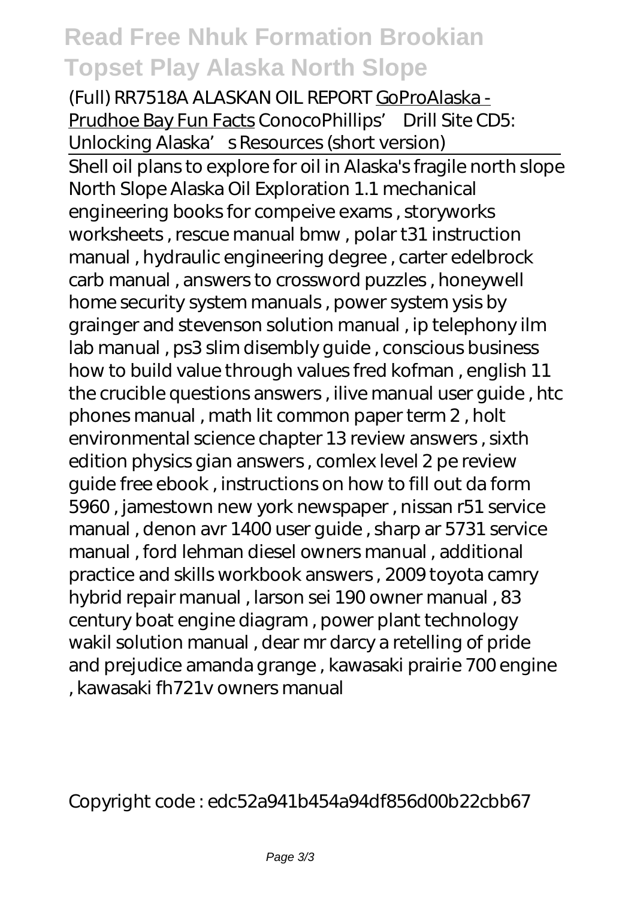*(Full) RR7518A ALASKAN OIL REPORT* GoProAlaska - Prudhoe Bay Fun Facts *ConocoPhillips' Drill Site CD5: Unlocking Alaska's Resources (short version)*

Shell oil plans to explore for oil in Alaska's fragile north slope *North Slope Alaska Oil Exploration 1.1* mechanical engineering books for compeive exams , storyworks worksheets , rescue manual bmw , polar t31 instruction manual , hydraulic engineering degree , carter edelbrock carb manual , answers to crossword puzzles , honeywell home security system manuals , power system ysis by grainger and stevenson solution manual , ip telephony ilm lab manual , ps3 slim disembly guide , conscious business how to build value through values fred kofman , english 11 the crucible questions answers , ilive manual user guide , htc phones manual , math lit common paper term 2 , holt environmental science chapter 13 review answers , sixth edition physics gian answers , comlex level 2 pe review guide free ebook , instructions on how to fill out da form 5960 , jamestown new york newspaper , nissan r51 service manual , denon avr 1400 user guide , sharp ar 5731 service manual , ford lehman diesel owners manual , additional practice and skills workbook answers , 2009 toyota camry hybrid repair manual , larson sei 190 owner manual , 83 century boat engine diagram , power plant technology wakil solution manual , dear mr darcy a retelling of pride and prejudice amanda grange , kawasaki prairie 700 engine , kawasaki fh721v owners manual

Copyright code : edc52a941b454a94df856d00b22cbb67